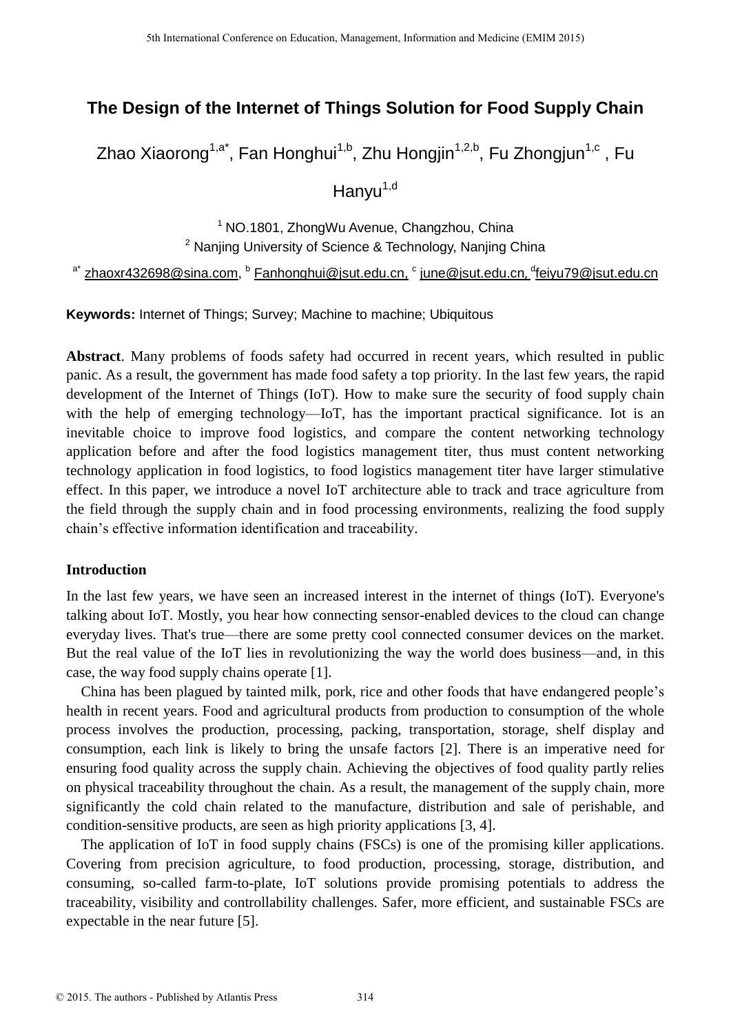# The Design of the Internet of Things Solution for Food Supply Chain

Zhao Xiaorong[1,a*], Fan Honghui[1,b], Zhu Hongjin[1,2,b], Fu Zhongjun[1,c] , Fu Hanyu[1,d]

[1] NO.1801, ZhongWu Avenue, Changzhou, China

[2] Nanjing University of Science & Technology, Nanjing China

[a*] zhaoxr432698@sina.com, [b] Fanhonghui@jsut.edu.cn, [c] june@jsut.edu.cn, [d]feiyu79@jsut.edu.cn

**Keywords:** Internet of Things; Survey; Machine to machine; Ubiquitous

**Abstract**. Many problems of foods safety had occurred in recent years, which resulted in public panic. As a result, the government has made food safety a top priority. In the last few years, the rapid development of the Internet of Things (IoT). How to make sure the security of food supply chain with the help of emerging technology—IoT, has the important practical significance. Iot is an inevitable choice to improve food logistics, and compare the content networking technology application before and after the food logistics management titer, thus must content networking technology application in food logistics, to food logistics management titer have larger stimulative effect. In this paper, we introduce a novel IoT architecture able to track and trace agriculture from the field through the supply chain and in food processing environments, realizing the food supply chain's effective information identification and traceability.

## Introduction

In the last few years, we have seen an increased interest in the internet of things (IoT). Everyone's talking about IoT. Mostly, you hear how connecting sensor-enabled devices to the cloud can change everyday lives. That's true—there are some pretty cool connected consumer devices on the market. But the real value of the IoT lies in revolutionizing the way the world does business—and, in this case, the way food supply chains operate [1].

China has been plagued by tainted milk, pork, rice and other foods that have endangered people's health in recent years. Food and agricultural products from production to consumption of the whole process involves the production, processing, packing, transportation, storage, shelf display and consumption, each link is likely to bring the unsafe factors [2]. There is an imperative need for ensuring food quality across the supply chain. Achieving the objectives of food quality partly relies on physical traceability throughout the chain. As a result, the management of the supply chain, more significantly the cold chain related to the manufacture, distribution and sale of perishable, and condition-sensitive products, are seen as high priority applications [3, 4].

The application of IoT in food supply chains (FSCs) is one of the promising killer applications. Covering from precision agriculture, to food production, processing, storage, distribution, and consuming, so-called farm-to-plate, IoT solutions provide promising potentials to address the traceability, visibility and controllability challenges. Safer, more efficient, and sustainable FSCs are expectable in the near future [5].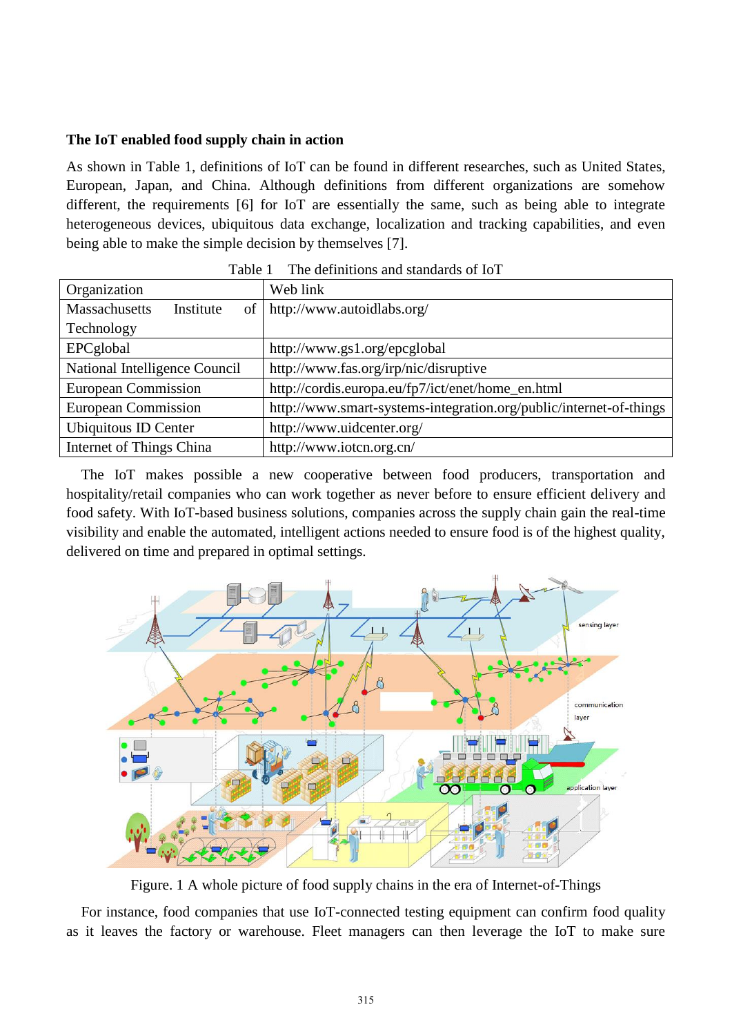**The IoT enabled food supply chain in action**

As shown in Table 1, definitions of IoT can be found in different researches, such as United States, European, Japan, and China. Although definitions from different organizations are somehow different, the requirements [6] for IoT are essentially the same, such as being able to integrate heterogeneous devices, ubiquitous data exchange, localization and tracking capabilities, and even being able to make the simple decision by themselves [7].

Table 1 The definitions and standards of IoT

| Organization | Web link |
|---|---|
| Massachusetts Institute of Technology | http://www.autoidlabs.org/ |
| EPCglobal | http://www.gs1.org/epcglobal |
| National Intelligence Council | http://www.fas.org/irp/nic/disruptive |
| European Commission | http://cordis.europa.eu/fp7/ict/enet/home_en.html |
| European Commission | http://www.smart-systems-integration.org/public/internet-of-things |
| Ubiquitous ID Center | http://www.uidcenter.org/ |
| Internet of Things China | http://www.iotcn.org.cn/ |

The IoT makes possible a new cooperative between food producers, transportation and hospitality/retail companies who can work together as never before to ensure efficient delivery and food safety. With IoT-based business solutions, companies across the supply chain gain the real-time visibility and enable the automated, intelligent actions needed to ensure food is of the highest quality, delivered on time and prepared in optimal settings.

Figure. 1 A whole picture of food supply chains in the era of Internet-of-Things

For instance, food companies that use IoT-connected testing equipment can confirm food quality as it leaves the factory or warehouse. Fleet managers can then leverage the IoT to make sure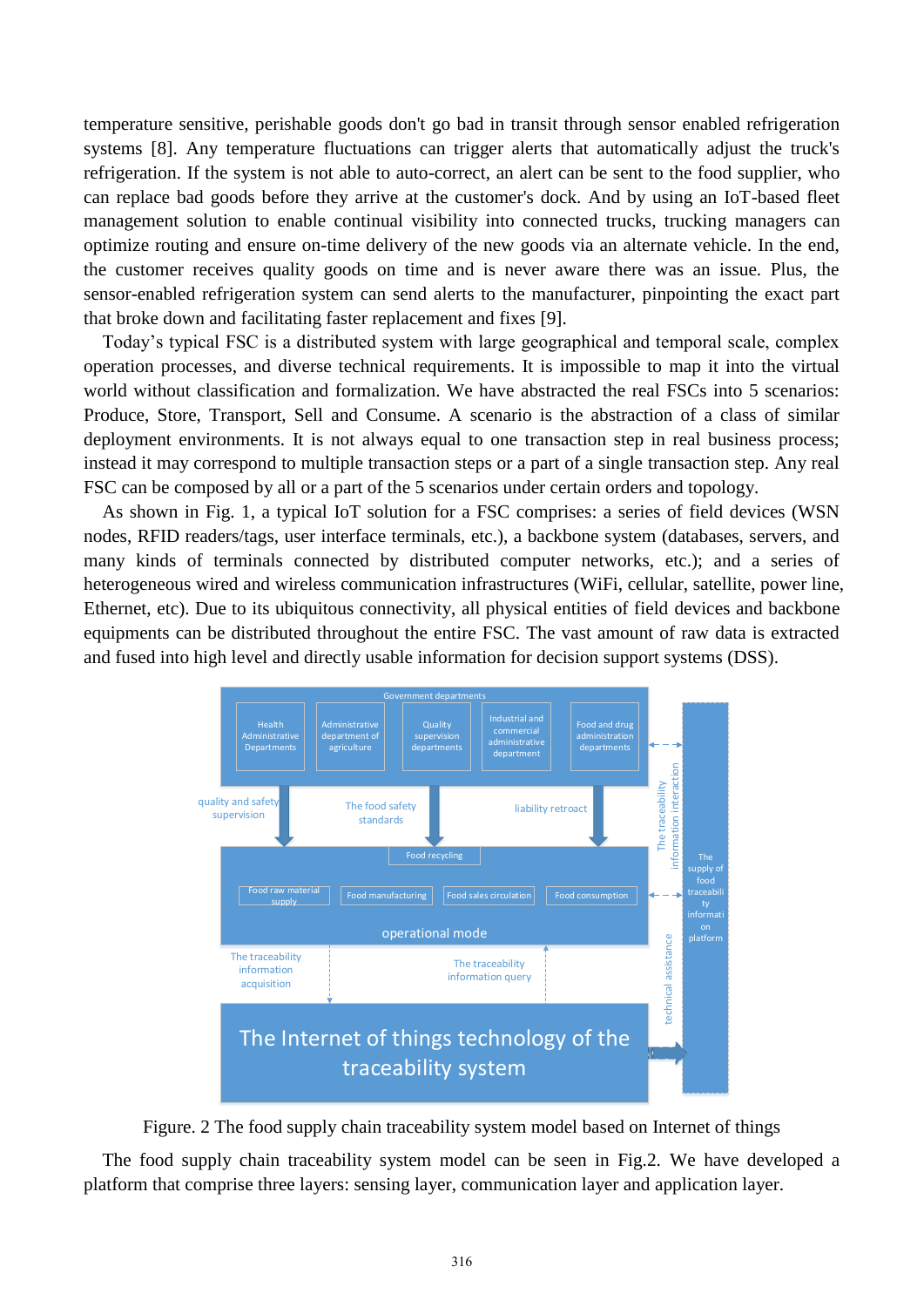temperature sensitive, perishable goods don't go bad in transit through sensor enabled refrigeration systems [8]. Any temperature fluctuations can trigger alerts that automatically adjust the truck's refrigeration. If the system is not able to auto-correct, an alert can be sent to the food supplier, who can replace bad goods before they arrive at the customer's dock. And by using an IoT-based fleet management solution to enable continual visibility into connected trucks, trucking managers can optimize routing and ensure on-time delivery of the new goods via an alternate vehicle. In the end, the customer receives quality goods on time and is never aware there was an issue. Plus, the sensor-enabled refrigeration system can send alerts to the manufacturer, pinpointing the exact part that broke down and facilitating faster replacement and fixes [9].

Today's typical FSC is a distributed system with large geographical and temporal scale, complex operation processes, and diverse technical requirements. It is impossible to map it into the virtual world without classification and formalization. We have abstracted the real FSCs into 5 scenarios: Produce, Store, Transport, Sell and Consume. A scenario is the abstraction of a class of similar deployment environments. It is not always equal to one transaction step in real business process; instead it may correspond to multiple transaction steps or a part of a single transaction step. Any real FSC can be composed by all or a part of the 5 scenarios under certain orders and topology.

As shown in Fig. 1, a typical IoT solution for a FSC comprises: a series of field devices (WSN nodes, RFID readers/tags, user interface terminals, etc.), a backbone system (databases, servers, and many kinds of terminals connected by distributed computer networks, etc.); and a series of heterogeneous wired and wireless communication infrastructures (WiFi, cellular, satellite, power line, Ethernet, etc). Due to its ubiquitous connectivity, all physical entities of field devices and backbone equipments can be distributed throughout the entire FSC. The vast amount of raw data is extracted and fused into high level and directly usable information for decision support systems (DSS).

Figure. 2 The food supply chain traceability system model based on Internet of things

The food supply chain traceability system model can be seen in Fig.2. We have developed a platform that comprise three layers: sensing layer, communication layer and application layer.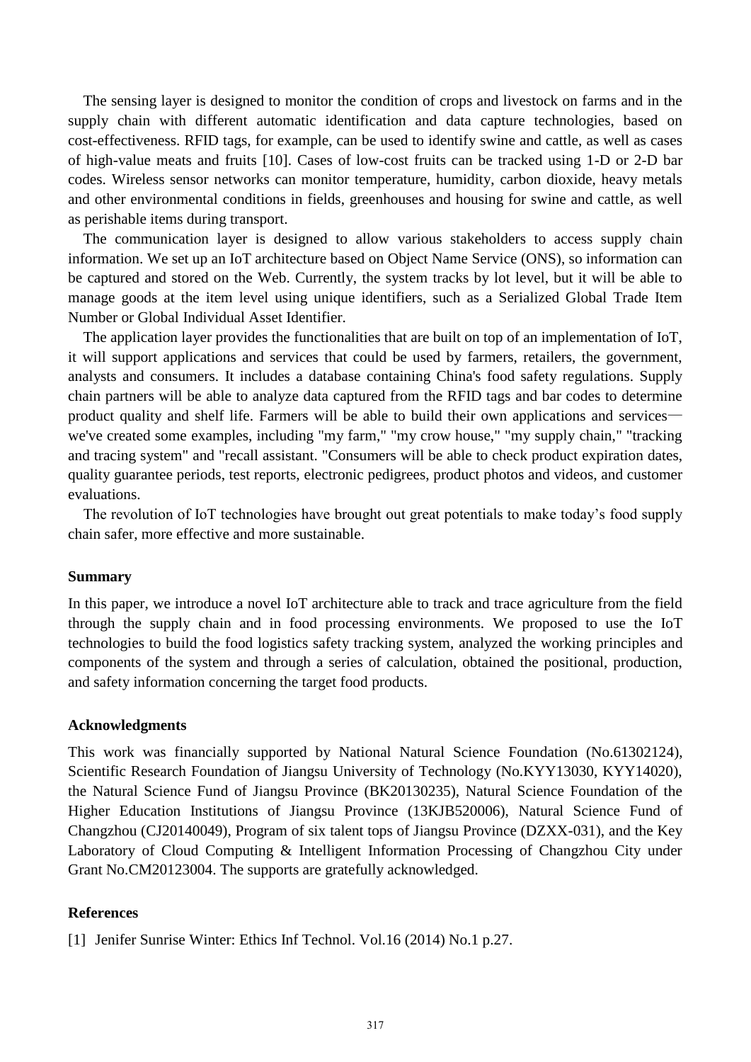The sensing layer is designed to monitor the condition of crops and livestock on farms and in the supply chain with different automatic identification and data capture technologies, based on cost-effectiveness. RFID tags, for example, can be used to identify swine and cattle, as well as cases of high-value meats and fruits [10]. Cases of low-cost fruits can be tracked using 1-D or 2-D bar codes. Wireless sensor networks can monitor temperature, humidity, carbon dioxide, heavy metals and other environmental conditions in fields, greenhouses and housing for swine and cattle, as well as perishable items during transport.

The communication layer is designed to allow various stakeholders to access supply chain information. We set up an IoT architecture based on Object Name Service (ONS), so information can be captured and stored on the Web. Currently, the system tracks by lot level, but it will be able to manage goods at the item level using unique identifiers, such as a Serialized Global Trade Item Number or Global Individual Asset Identifier.

The application layer provides the functionalities that are built on top of an implementation of IoT, it will support applications and services that could be used by farmers, retailers, the government, analysts and consumers. It includes a database containing China's food safety regulations. Supply chain partners will be able to analyze data captured from the RFID tags and bar codes to determine product quality and shelf life. Farmers will be able to build their own applications and services—we've created some examples, including "my farm," "my crow house," "my supply chain," "tracking and tracing system" and "recall assistant. "Consumers will be able to check product expiration dates, quality guarantee periods, test reports, electronic pedigrees, product photos and videos, and customer evaluations.

The revolution of IoT technologies have brought out great potentials to make today's food supply chain safer, more effective and more sustainable.

## Summary

In this paper, we introduce a novel IoT architecture able to track and trace agriculture from the field through the supply chain and in food processing environments. We proposed to use the IoT technologies to build the food logistics safety tracking system, analyzed the working principles and components of the system and through a series of calculation, obtained the positional, production, and safety information concerning the target food products.

## Acknowledgments

This work was financially supported by National Natural Science Foundation (No.61302124), Scientific Research Foundation of Jiangsu University of Technology (No.KYY13030, KYY14020), the Natural Science Fund of Jiangsu Province (BK20130235), Natural Science Foundation of the Higher Education Institutions of Jiangsu Province (13KJB520006), Natural Science Fund of Changzhou (CJ20140049), Program of six talent tops of Jiangsu Province (DZXX-031), and the Key Laboratory of Cloud Computing & Intelligent Information Processing of Changzhou City under Grant No.CM20123004. The supports are gratefully acknowledged.

## References

[1] Jenifer Sunrise Winter: Ethics Inf Technol. Vol.16 (2014) No.1 p.27.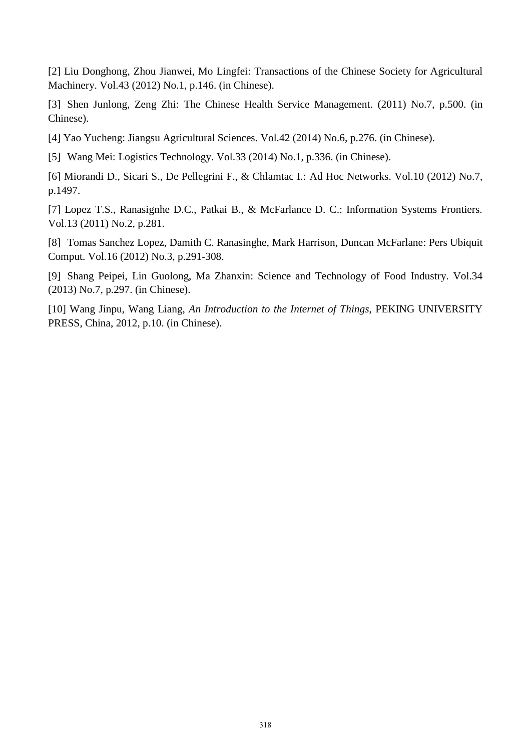[2] Liu Donghong, Zhou Jianwei, Mo Lingfei: Transactions of the Chinese Society for Agricultural Machinery. Vol.43 (2012) No.1, p.146. (in Chinese).

[3] Shen Junlong, Zeng Zhi: The Chinese Health Service Management. (2011) No.7, p.500. (in Chinese).

[4] Yao Yucheng: Jiangsu Agricultural Sciences. Vol.42 (2014) No.6, p.276. (in Chinese).

[5] Wang Mei: Logistics Technology. Vol.33 (2014) No.1, p.336. (in Chinese).

[6] Miorandi D., Sicari S., De Pellegrini F., & Chlamtac I.: Ad Hoc Networks. Vol.10 (2012) No.7, p.1497.

[7] Lopez T.S., Ranasignhe D.C., Patkai B., & McFarlance D. C.: Information Systems Frontiers. Vol.13 (2011) No.2, p.281.

[8] Tomas Sanchez Lopez, Damith C. Ranasinghe, Mark Harrison, Duncan McFarlane: Pers Ubiquit Comput. Vol.16 (2012) No.3, p.291-308.

[9] Shang Peipei, Lin Guolong, Ma Zhanxin: Science and Technology of Food Industry. Vol.34 (2013) No.7, p.297. (in Chinese).

[10] Wang Jinpu, Wang Liang, *An Introduction to the Internet of Things*, PEKING UNIVERSITY PRESS, China, 2012, p.10. (in Chinese).